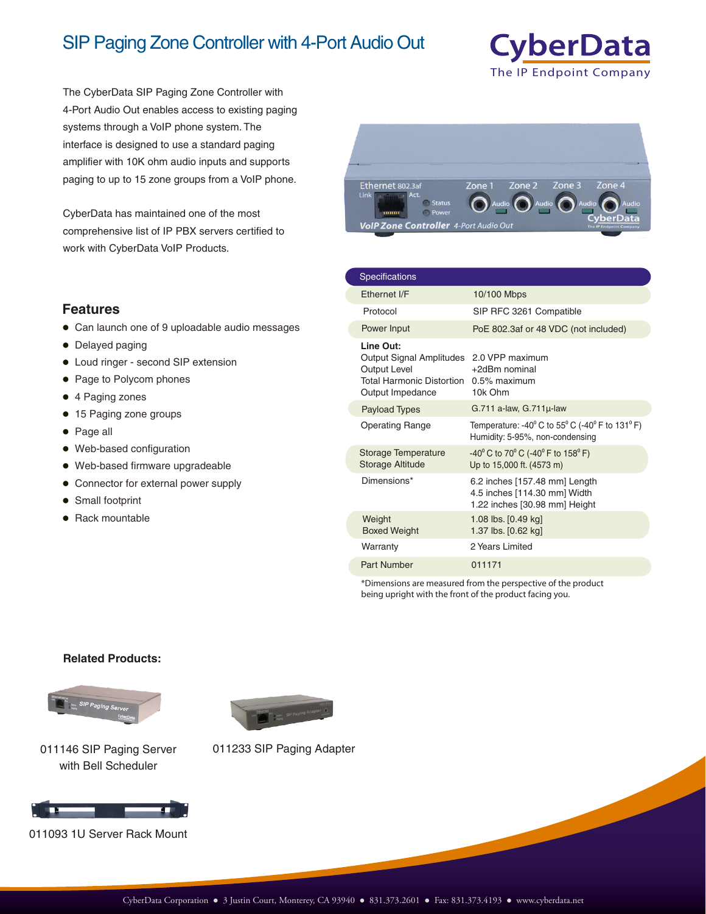# SIP Paging Zone Controller with 4-Port Audio Out

CyberData
The IP Endpoint Company

The CyberData SIP Paging Zone Controller with 4-Port Audio Out enables access to existing paging systems through a VoIP phone system. The interface is designed to use a standard paging amplifier with 10K ohm audio inputs and supports paging to up to 15 zone groups from a VoIP phone.

CyberData has maintained one of the most comprehensive list of IP PBX servers certified to work with CyberData VoIP Products.

## Features

- Can launch one of 9 uploadable audio messages
- Delayed paging
- Loud ringer - second SIP extension
- Page to Polycom phones
- 4 Paging zones
- 15 Paging zone groups
- Page all
- Web-based configuration
- Web-based firmware upgradeable
- Connector for external power supply
- Small footprint
- Rack mountable

| Specifications | |
|---|---|
| Ethernet I/F | 10/100 Mbps |
| Protocol | SIP RFC 3261 Compatible |
| Power Input | PoE 802.3af or 48 VDC (not included) |
| **Line Out:** | |
| Output Signal Amplitudes | 2.0 VPP maximum |
| Output Level | +2dBm nominal |
| Total Harmonic Distortion | 0.5% maximum |
| Output Impedance | 10k Ohm |
| Payload Types | G.711 a-law, G.711µ-law |
| Operating Range | Temperature: -40° C to 55° C (-40° F to 131° F)<br>Humidity: 5-95%, non-condensing |
| Storage Temperature<br>Storage Altitude | -40° C to 70° C (-40° F to 158° F)<br>Up to 15,000 ft. (4573 m) |
| Dimensions* | 6.2 inches [157.48 mm] Length<br>4.5 inches [114.30 mm] Width<br>1.22 inches [30.98 mm] Height |
| Weight<br>Boxed Weight | 1.08 lbs. [0.49 kg]<br>1.37 lbs. [0.62 kg] |
| Warranty | 2 Years Limited |
| Part Number | 011171 |

*Dimensions are measured from the perspective of the product being upright with the front of the product facing you.

**Related Products:**

011146 SIP Paging Server with Bell Scheduler

011233 SIP Paging Adapter

011093 1U Server Rack Mount

CyberData Corporation ● 3 Justin Court, Monterey, CA 93940 ● 831.373.2601 ● Fax: 831.373.4193 ● www.cyberdata.net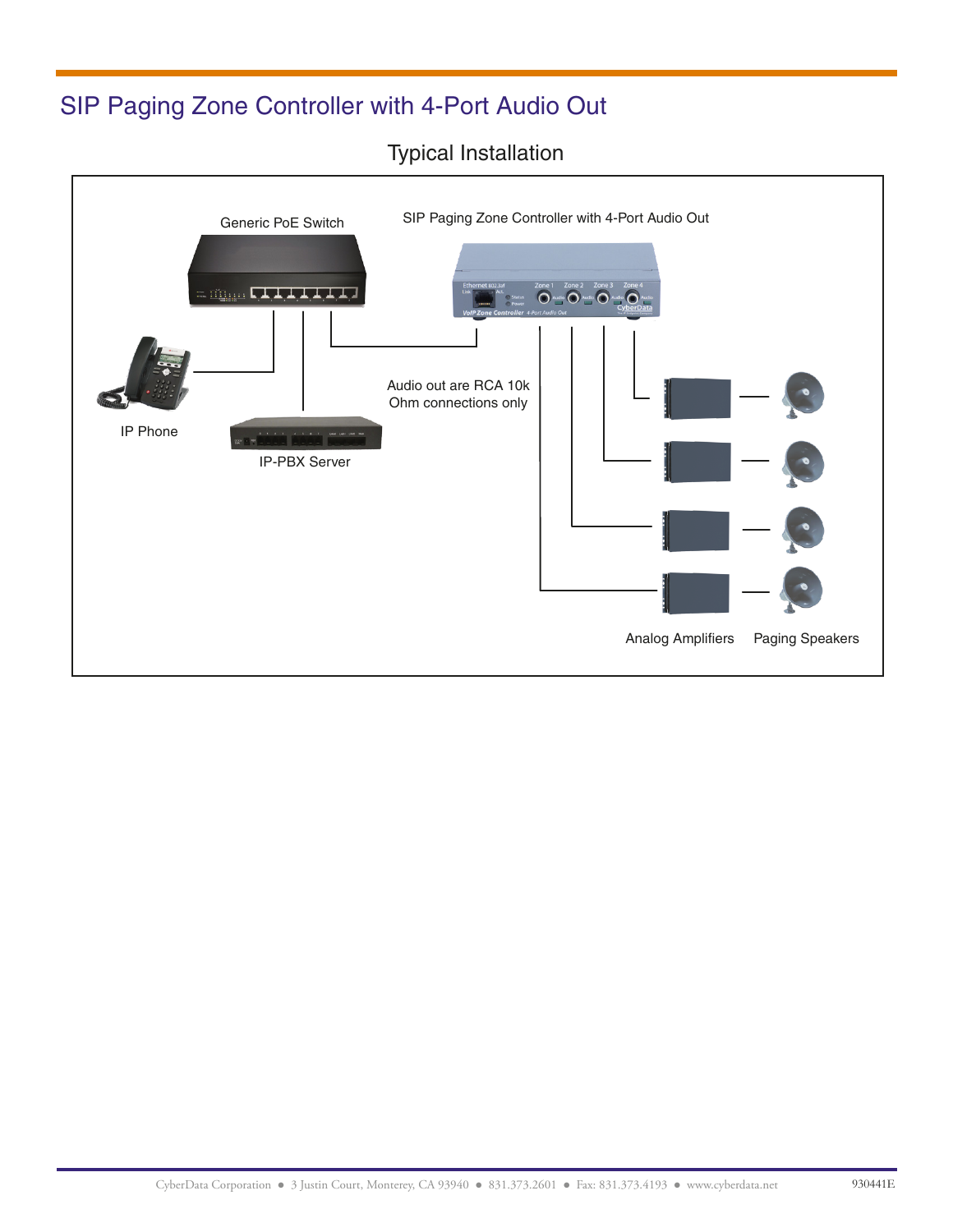# SIP Paging Zone Controller with 4-Port Audio Out

## Typical Installation

Generic PoE Switch

SIP Paging Zone Controller with 4-Port Audio Out

IP Phone

IP-PBX Server

Audio out are RCA 10k Ohm connections only

Analog Amplifiers

Paging Speakers

CyberData Corporation ● 3 Justin Court, Monterey, CA 93940 ● 831.373.2601 ● Fax: 831.373.4193 ● www.cyberdata.net

930441E